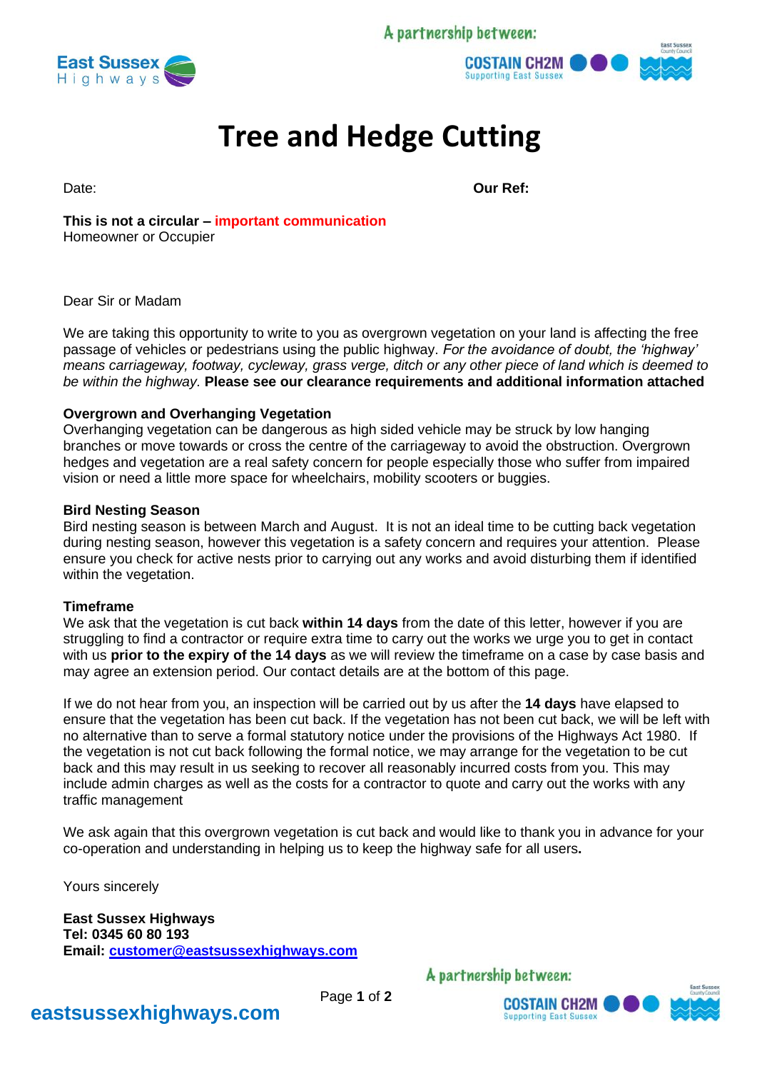East Sussex Highways

A partnership between: COSTAIN CH2M Supporting East Sussex, East Sussex County Council

# Tree and Hedge Cutting

Date: **Our Ref:**

**This is not a circular – important communication**
Homeowner or Occupier

Dear Sir or Madam

We are taking this opportunity to write to you as overgrown vegetation on your land is affecting the free passage of vehicles or pedestrians using the public highway. *For the avoidance of doubt, the 'highway' means carriageway, footway, cycleway, grass verge, ditch or any other piece of land which is deemed to be within the highway.* **Please see our clearance requirements and additional information attached**

**Overgrown and Overhanging Vegetation**
Overhanging vegetation can be dangerous as high sided vehicle may be struck by low hanging branches or move towards or cross the centre of the carriageway to avoid the obstruction. Overgrown hedges and vegetation are a real safety concern for people especially those who suffer from impaired vision or need a little more space for wheelchairs, mobility scooters or buggies.

**Bird Nesting Season**
Bird nesting season is between March and August. It is not an ideal time to be cutting back vegetation during nesting season, however this vegetation is a safety concern and requires your attention. Please ensure you check for active nests prior to carrying out any works and avoid disturbing them if identified within the vegetation.

**Timeframe**
We ask that the vegetation is cut back **within 14 days** from the date of this letter, however if you are struggling to find a contractor or require extra time to carry out the works we urge you to get in contact with us **prior to the expiry of the 14 days** as we will review the timeframe on a case by case basis and may agree an extension period. Our contact details are at the bottom of this page.

If we do not hear from you, an inspection will be carried out by us after the **14 days** have elapsed to ensure that the vegetation has been cut back. If the vegetation has not been cut back, we will be left with no alternative than to serve a formal statutory notice under the provisions of the Highways Act 1980. If the vegetation is not cut back following the formal notice, we may arrange for the vegetation to be cut back and this may result in us seeking to recover all reasonably incurred costs from you. This may include admin charges as well as the costs for a contractor to quote and carry out the works with any traffic management

We ask again that this overgrown vegetation is cut back and would like to thank you in advance for your co-operation and understanding in helping us to keep the highway safe for all users**.**

Yours sincerely

**East Sussex Highways**
**Tel: 0345 60 80 193**
**Email: customer@eastsussexhighways.com**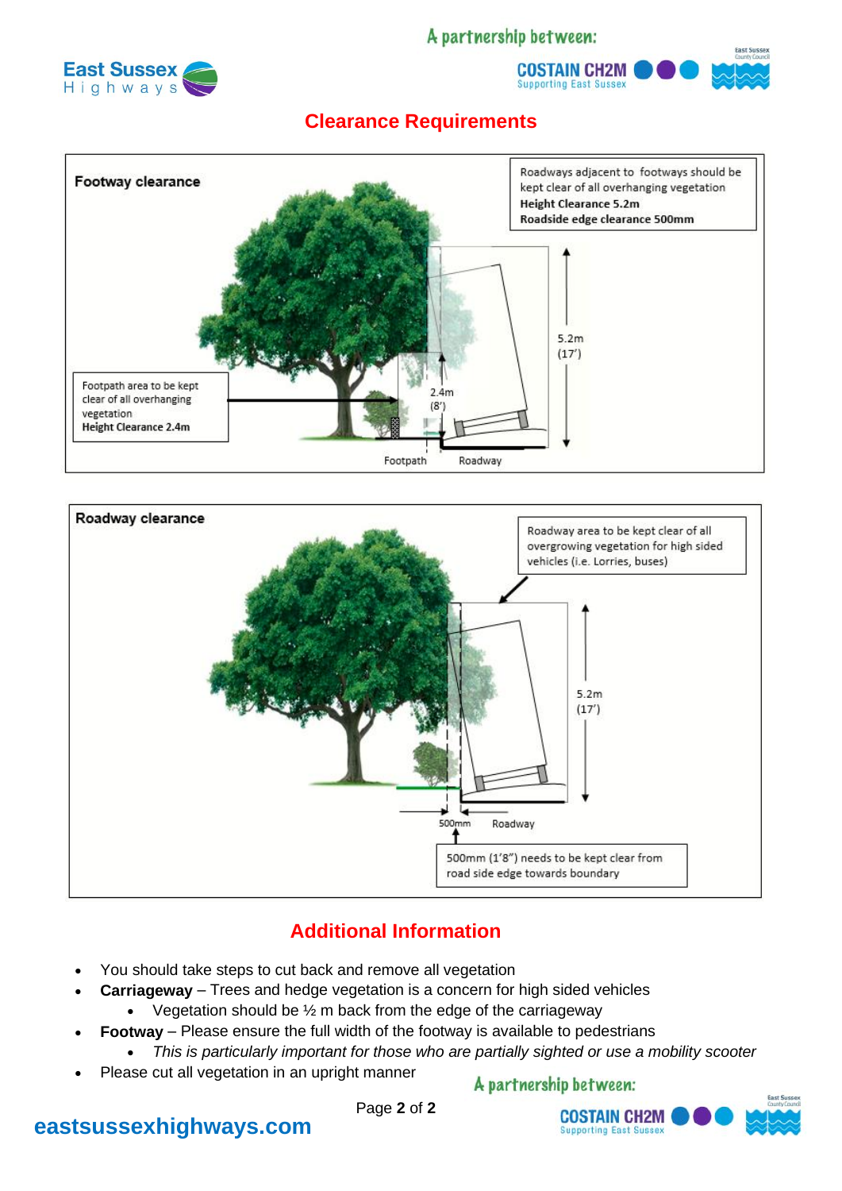# Clearance Requirements

**Footway clearance**

Roadways adjacent to footways should be kept clear of all overhanging vegetation
**Height Clearance 5.2m**
**Roadside edge clearance 500mm**

Footpath area to be kept clear of all overhanging vegetation
**Height Clearance 2.4m**

2.4m
(8')

5.2m
(17')

Footpath

Roadway

**Roadway clearance**

Roadway area to be kept clear of all overgrowing vegetation for high sided vehicles (i.e. Lorries, buses)

5.2m
(17')

500mm

Roadway

500mm (1'8") needs to be kept clear from road side edge towards boundary

## Additional Information

- You should take steps to cut back and remove all vegetation
- **Carriageway** – Trees and hedge vegetation is a concern for high sided vehicles
  - Vegetation should be ½ m back from the edge of the carriageway
- **Footway** – Please ensure the full width of the footway is available to pedestrians
  - *This is particularly important for those who are partially sighted or use a mobility scooter*
- Please cut all vegetation in an upright manner

eastsussexhighways.com